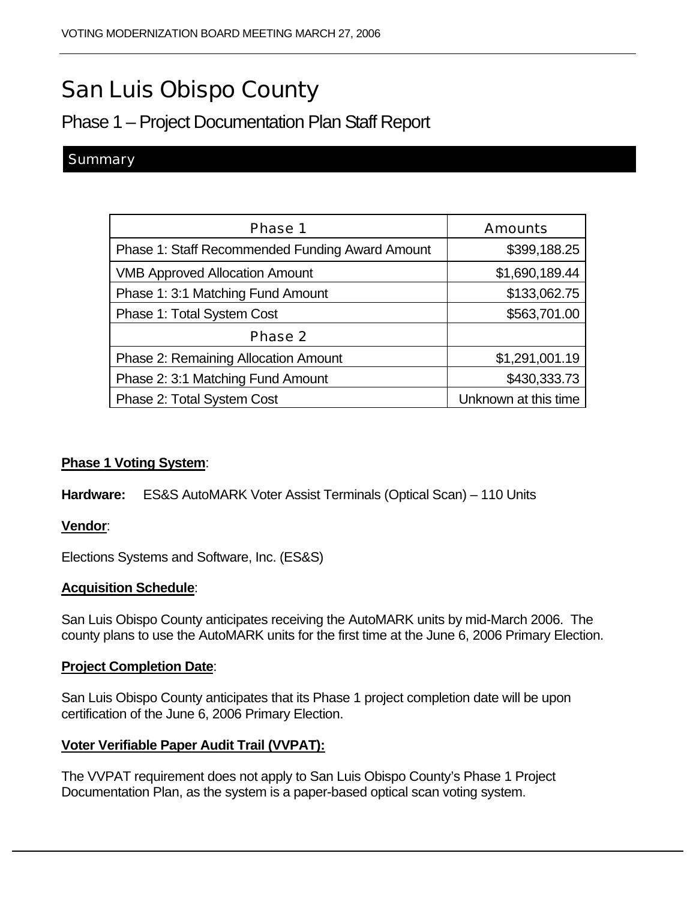# San Luis Obispo County

## Phase 1 – Project Documentation Plan Staff Report

### Summary

| Phase 1 | Amounts |
|---|---|
| Phase 1: Staff Recommended Funding Award Amount | $399,188.25 |
| VMB Approved Allocation Amount | $1,690,189.44 |
| Phase 1: 3:1 Matching Fund Amount | $133,062.75 |
| Phase 1: Total System Cost | $563,701.00 |
| Phase 2 | |
| Phase 2: Remaining Allocation Amount | $1,291,001.19 |
| Phase 2: 3:1 Matching Fund Amount | $430,333.73 |
| Phase 2: Total System Cost | Unknown at this time |

**Phase 1 Voting System**:

**Hardware:** ES&S AutoMARK Voter Assist Terminals (Optical Scan) – 110 Units

**Vendor**:

Elections Systems and Software, Inc. (ES&S)

**Acquisition Schedule**:

San Luis Obispo County anticipates receiving the AutoMARK units by mid-March 2006. The county plans to use the AutoMARK units for the first time at the June 6, 2006 Primary Election.

**Project Completion Date**:

San Luis Obispo County anticipates that its Phase 1 project completion date will be upon certification of the June 6, 2006 Primary Election.

**Voter Verifiable Paper Audit Trail (VVPAT):**

The VVPAT requirement does not apply to San Luis Obispo County's Phase 1 Project Documentation Plan, as the system is a paper-based optical scan voting system.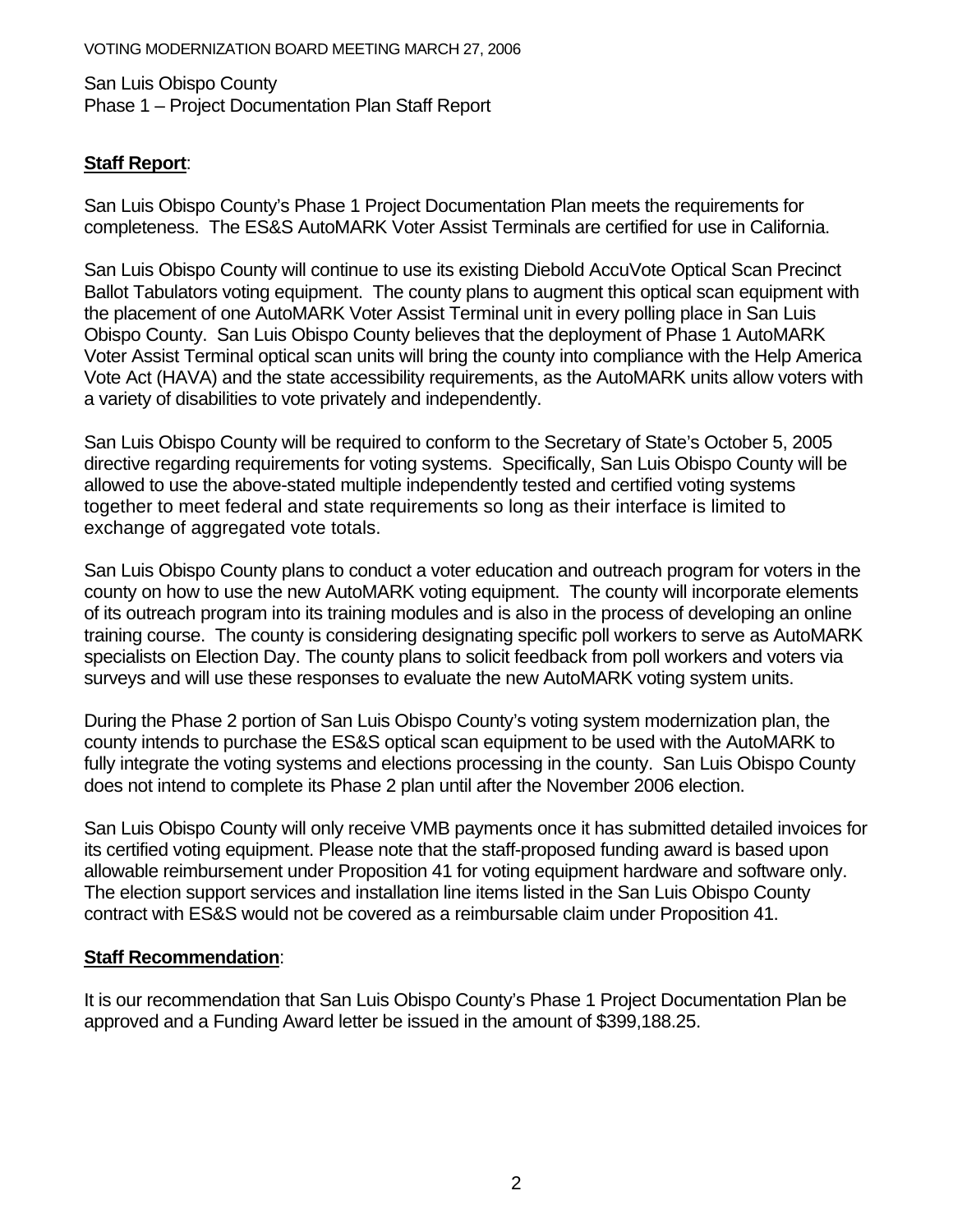San Luis Obispo County
Phase 1 – Project Documentation Plan Staff Report

**Staff Report**:

San Luis Obispo County's Phase 1 Project Documentation Plan meets the requirements for completeness. The ES&S AutoMARK Voter Assist Terminals are certified for use in California.

San Luis Obispo County will continue to use its existing Diebold AccuVote Optical Scan Precinct Ballot Tabulators voting equipment. The county plans to augment this optical scan equipment with the placement of one AutoMARK Voter Assist Terminal unit in every polling place in San Luis Obispo County. San Luis Obispo County believes that the deployment of Phase 1 AutoMARK Voter Assist Terminal optical scan units will bring the county into compliance with the Help America Vote Act (HAVA) and the state accessibility requirements, as the AutoMARK units allow voters with a variety of disabilities to vote privately and independently.

San Luis Obispo County will be required to conform to the Secretary of State's October 5, 2005 directive regarding requirements for voting systems. Specifically, San Luis Obispo County will be allowed to use the above-stated multiple independently tested and certified voting systems together to meet federal and state requirements so long as their interface is limited to exchange of aggregated vote totals.

San Luis Obispo County plans to conduct a voter education and outreach program for voters in the county on how to use the new AutoMARK voting equipment. The county will incorporate elements of its outreach program into its training modules and is also in the process of developing an online training course. The county is considering designating specific poll workers to serve as AutoMARK specialists on Election Day. The county plans to solicit feedback from poll workers and voters via surveys and will use these responses to evaluate the new AutoMARK voting system units.

During the Phase 2 portion of San Luis Obispo County's voting system modernization plan, the county intends to purchase the ES&S optical scan equipment to be used with the AutoMARK to fully integrate the voting systems and elections processing in the county. San Luis Obispo County does not intend to complete its Phase 2 plan until after the November 2006 election.

San Luis Obispo County will only receive VMB payments once it has submitted detailed invoices for its certified voting equipment. Please note that the staff-proposed funding award is based upon allowable reimbursement under Proposition 41 for voting equipment hardware and software only. The election support services and installation line items listed in the San Luis Obispo County contract with ES&S would not be covered as a reimbursable claim under Proposition 41.

**Staff Recommendation**:

It is our recommendation that San Luis Obispo County's Phase 1 Project Documentation Plan be approved and a Funding Award letter be issued in the amount of $399,188.25.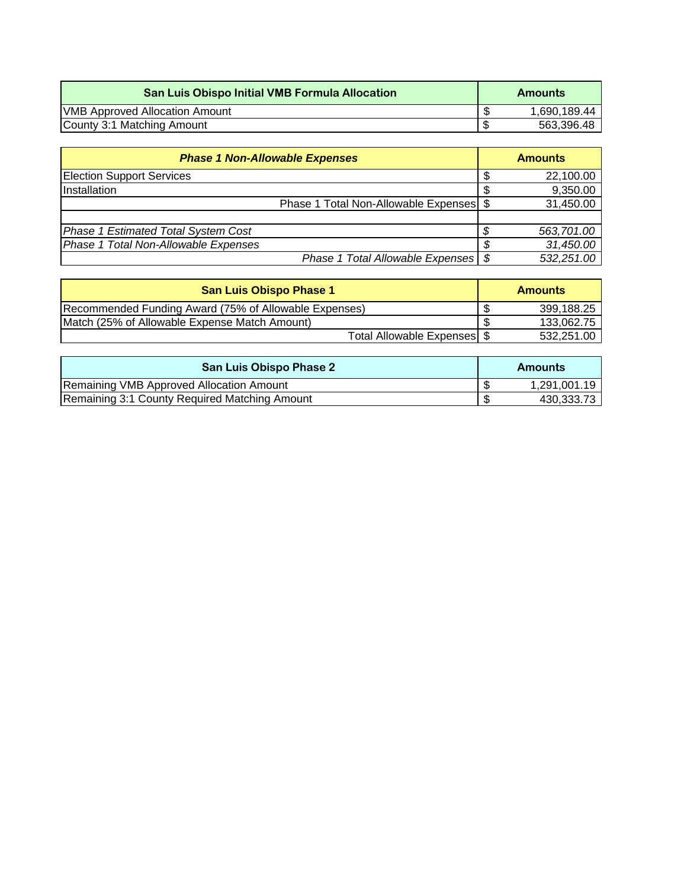| San Luis Obispo Initial VMB Formula Allocation | | Amounts |
| --- | --- | --- |
| VMB Approved Allocation Amount | $ | 1,690,189.44 |
| County 3:1 Matching Amount | $ | 563,396.48 |

| ***Phase 1 Non-Allowable Expenses*** | | Amounts |
| --- | --- | --- |
| Election Support Services | $ | 22,100.00 |
| Installation | $ | 9,350.00 |
| Phase 1 Total Non-Allowable Expenses | $ | 31,450.00 |
| | | |
| *Phase 1 Estimated Total System Cost* | *$* | *563,701.00* |
| *Phase 1 Total Non-Allowable Expenses* | *$* | *31,450.00* |
| *Phase 1 Total Allowable Expenses* | *$* | *532,251.00* |

| San Luis Obispo Phase 1 | | Amounts |
| --- | --- | --- |
| Recommended Funding Award (75% of Allowable Expenses) | $ | 399,188.25 |
| Match (25% of Allowable Expense Match Amount) | $ | 133,062.75 |
| Total Allowable Expenses | $ | 532,251.00 |

| San Luis Obispo Phase 2 | | Amounts |
| --- | --- | --- |
| Remaining VMB Approved Allocation Amount | $ | 1,291,001.19 |
| Remaining 3:1 County Required Matching Amount | $ | 430,333.73 |